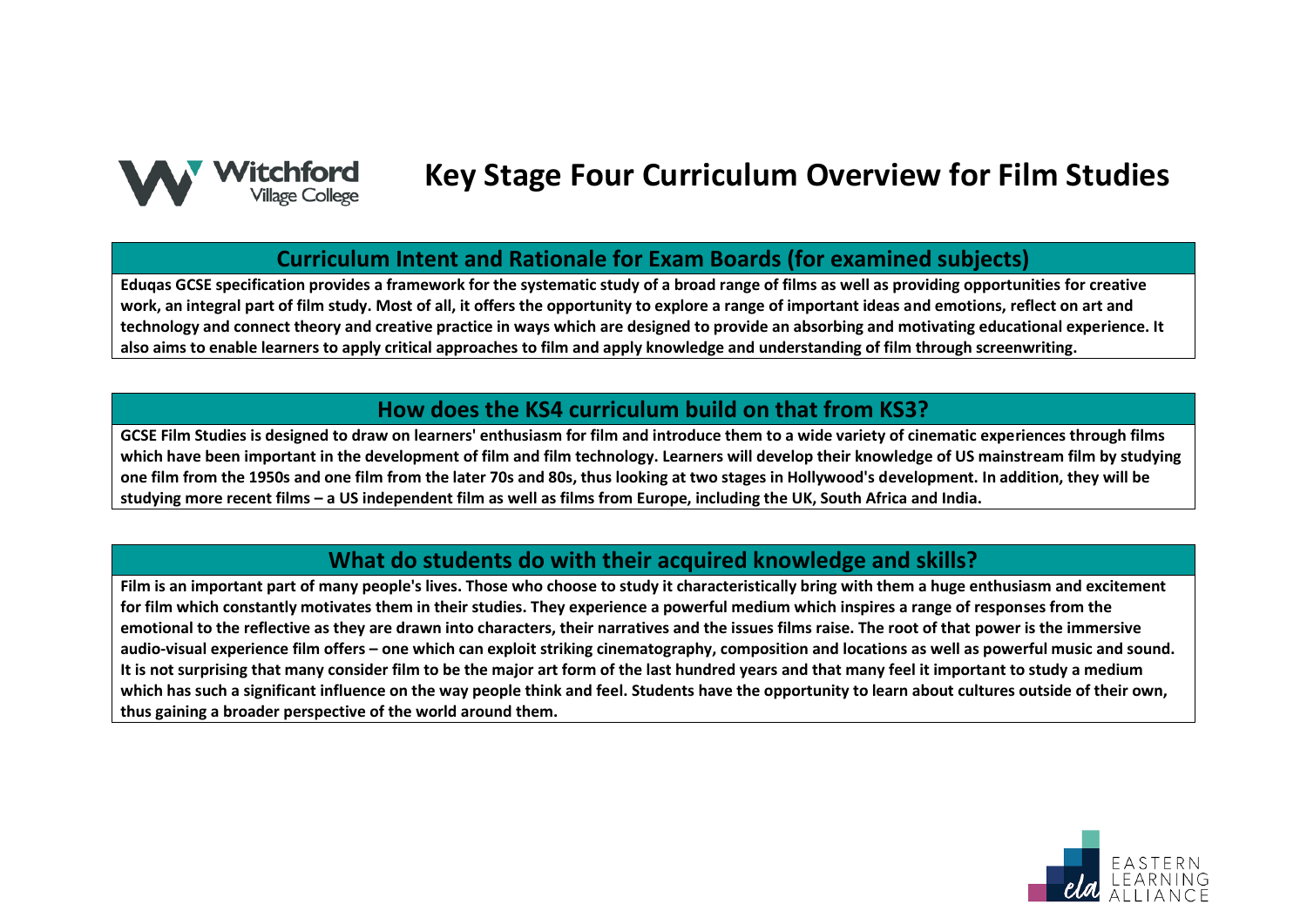# Key Stage Four Curriculum Overview for Film Studies

## Curriculum Intent and Rationale for Exam Boards (for examined subjects)

**Eduqas GCSE specification provides a framework for the systematic study of a broad range of films as well as providing opportunities for creative work, an integral part of film study. Most of all, it offers the opportunity to explore a range of important ideas and emotions, reflect on art and technology and connect theory and creative practice in ways which are designed to provide an absorbing and motivating educational experience. It also aims to enable learners to apply critical approaches to film and apply knowledge and understanding of film through screenwriting.**

## How does the KS4 curriculum build on that from KS3?

**GCSE Film Studies is designed to draw on learners' enthusiasm for film and introduce them to a wide variety of cinematic experiences through films which have been important in the development of film and film technology. Learners will develop their knowledge of US mainstream film by studying one film from the 1950s and one film from the later 70s and 80s, thus looking at two stages in Hollywood's development. In addition, they will be studying more recent films – a US independent film as well as films from Europe, including the UK, South Africa and India.**

## What do students do with their acquired knowledge and skills?

**Film is an important part of many people's lives. Those who choose to study it characteristically bring with them a huge enthusiasm and excitement for film which constantly motivates them in their studies. They experience a powerful medium which inspires a range of responses from the emotional to the reflective as they are drawn into characters, their narratives and the issues films raise. The root of that power is the immersive audio-visual experience film offers – one which can exploit striking cinematography, composition and locations as well as powerful music and sound. It is not surprising that many consider film to be the major art form of the last hundred years and that many feel it important to study a medium which has such a significant influence on the way people think and feel. Students have the opportunity to learn about cultures outside of their own, thus gaining a broader perspective of the world around them.**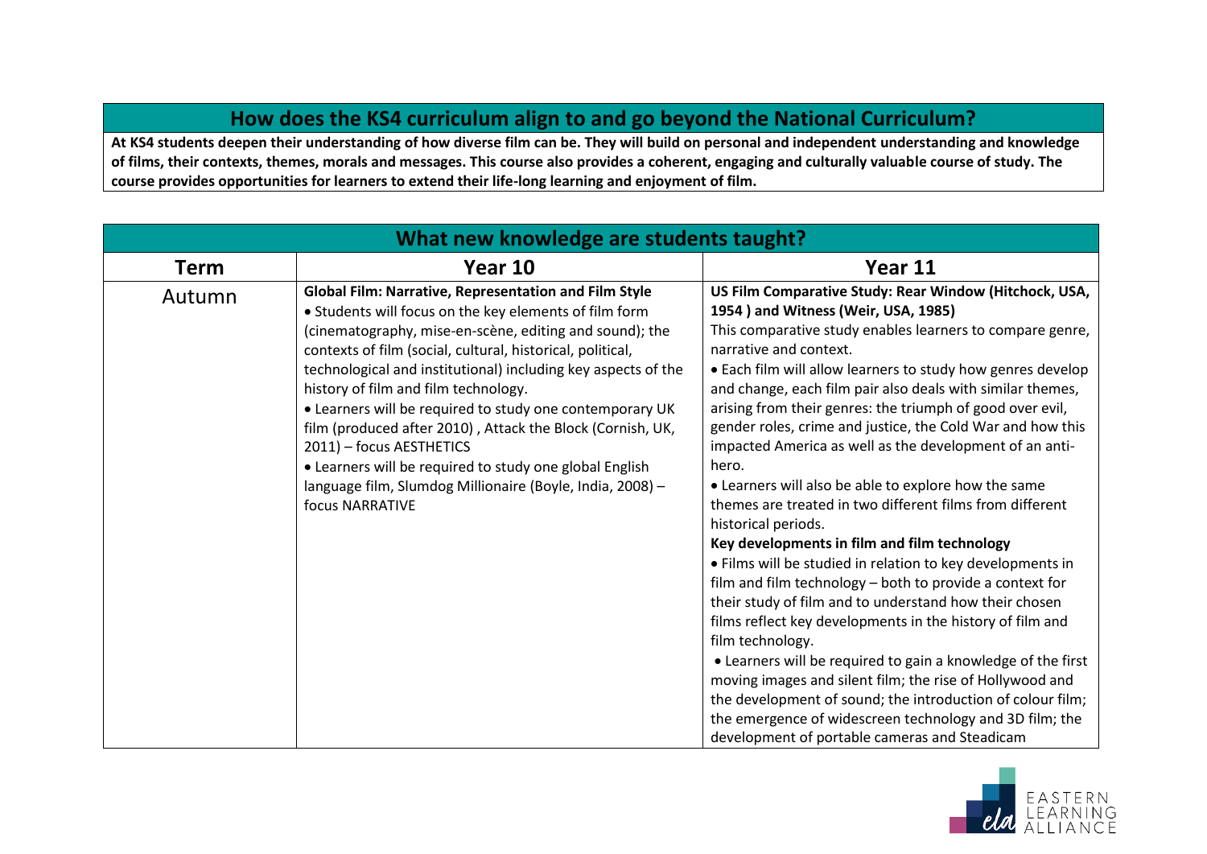## How does the KS4 curriculum align to and go beyond the National Curriculum?

**At KS4 students deepen their understanding of how diverse film can be. They will build on personal and independent understanding and knowledge of films, their contexts, themes, morals and messages. This course also provides a coherent, engaging and culturally valuable course of study. The course provides opportunities for learners to extend their life-long learning and enjoyment of film.**

## What new knowledge are students taught?

| Term | Year 10 | Year 11 |
| --- | --- | --- |
| Autumn | **Global Film: Narrative, Representation and Film Style**<br>• Students will focus on the key elements of film form (cinematography, mise-en-scène, editing and sound); the contexts of film (social, cultural, historical, political, technological and institutional) including key aspects of the history of film and film technology.<br>• Learners will be required to study one contemporary UK film (produced after 2010) , Attack the Block (Cornish, UK, 2011) – focus AESTHETICS<br>• Learners will be required to study one global English language film, Slumdog Millionaire (Boyle, India, 2008) – focus NARRATIVE | **US Film Comparative Study: Rear Window (Hitchock, USA, 1954 ) and Witness (Weir, USA, 1985)**<br>This comparative study enables learners to compare genre, narrative and context.<br>• Each film will allow learners to study how genres develop and change, each film pair also deals with similar themes, arising from their genres: the triumph of good over evil, gender roles, crime and justice, the Cold War and how this impacted America as well as the development of an anti-hero.<br>• Learners will also be able to explore how the same themes are treated in two different films from different historical periods.<br>**Key developments in film and film technology**<br>• Films will be studied in relation to key developments in film and film technology – both to provide a context for their study of film and to understand how their chosen films reflect key developments in the history of film and film technology.<br>• Learners will be required to gain a knowledge of the first moving images and silent film; the rise of Hollywood and the development of sound; the introduction of colour film; the emergence of widescreen technology and 3D film; the development of portable cameras and Steadicam |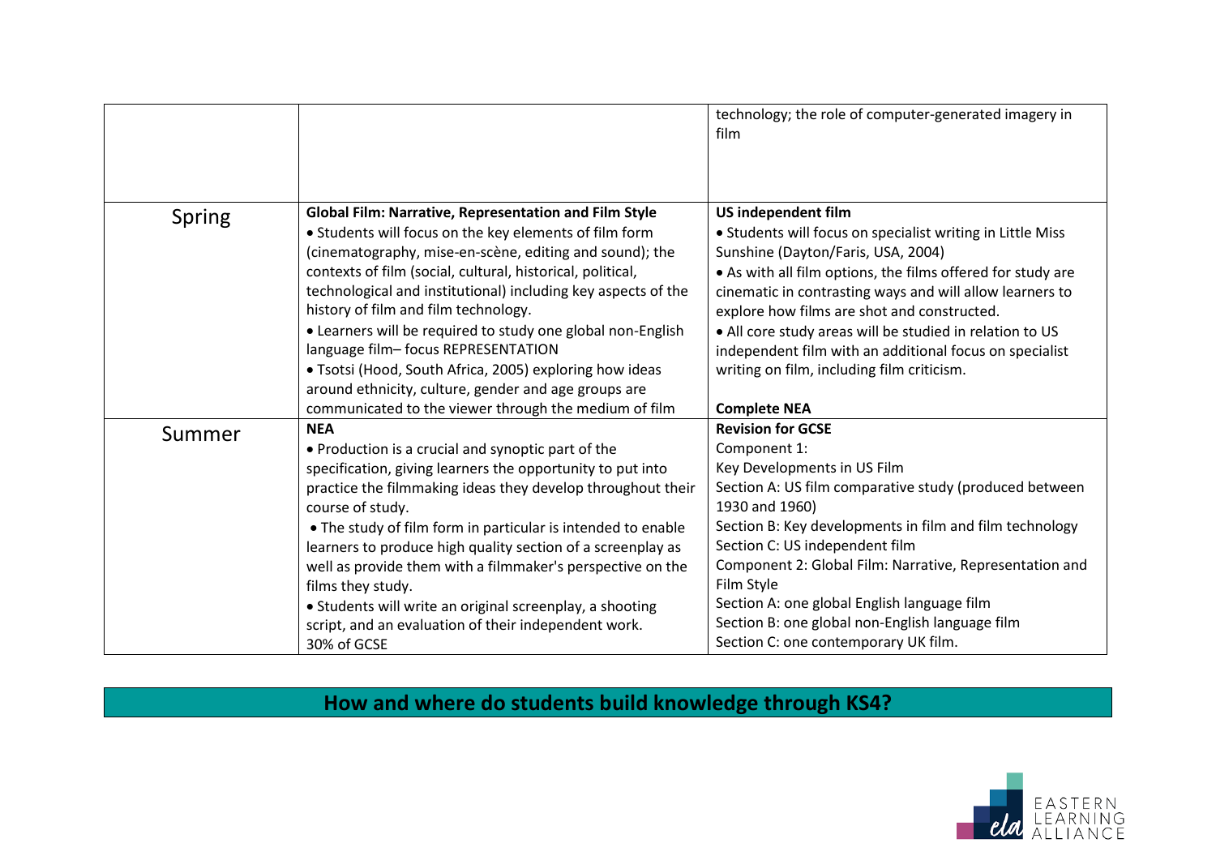| | | |
|---|---|---|
| | | technology; the role of computer-generated imagery in film |
| Spring | **Global Film: Narrative, Representation and Film Style**<br>• Students will focus on the key elements of film form (cinematography, mise-en-scène, editing and sound); the contexts of film (social, cultural, historical, political, technological and institutional) including key aspects of the history of film and film technology.<br>• Learners will be required to study one global non-English language film– focus REPRESENTATION<br>• Tsotsi (Hood, South Africa, 2005) exploring how ideas around ethnicity, culture, gender and age groups are communicated to the viewer through the medium of film | **US independent film**<br>• Students will focus on specialist writing in Little Miss Sunshine (Dayton/Faris, USA, 2004)<br>• As with all film options, the films offered for study are cinematic in contrasting ways and will allow learners to explore how films are shot and constructed.<br>• All core study areas will be studied in relation to US independent film with an additional focus on specialist writing on film, including film criticism.<br><br>**Complete NEA** |
| Summer | **NEA**<br>• Production is a crucial and synoptic part of the specification, giving learners the opportunity to put into practice the filmmaking ideas they develop throughout their course of study.<br>• The study of film form in particular is intended to enable learners to produce high quality section of a screenplay as well as provide them with a filmmaker's perspective on the films they study.<br>• Students will write an original screenplay, a shooting script, and an evaluation of their independent work.<br>30% of GCSE | **Revision for GCSE**<br>Component 1:<br>Key Developments in US Film<br>Section A: US film comparative study (produced between 1930 and 1960)<br>Section B: Key developments in film and film technology<br>Section C: US independent film<br>Component 2: Global Film: Narrative, Representation and Film Style<br>Section A: one global English language film<br>Section B: one global non-English language film<br>Section C: one contemporary UK film. |

## How and where do students build knowledge through KS4?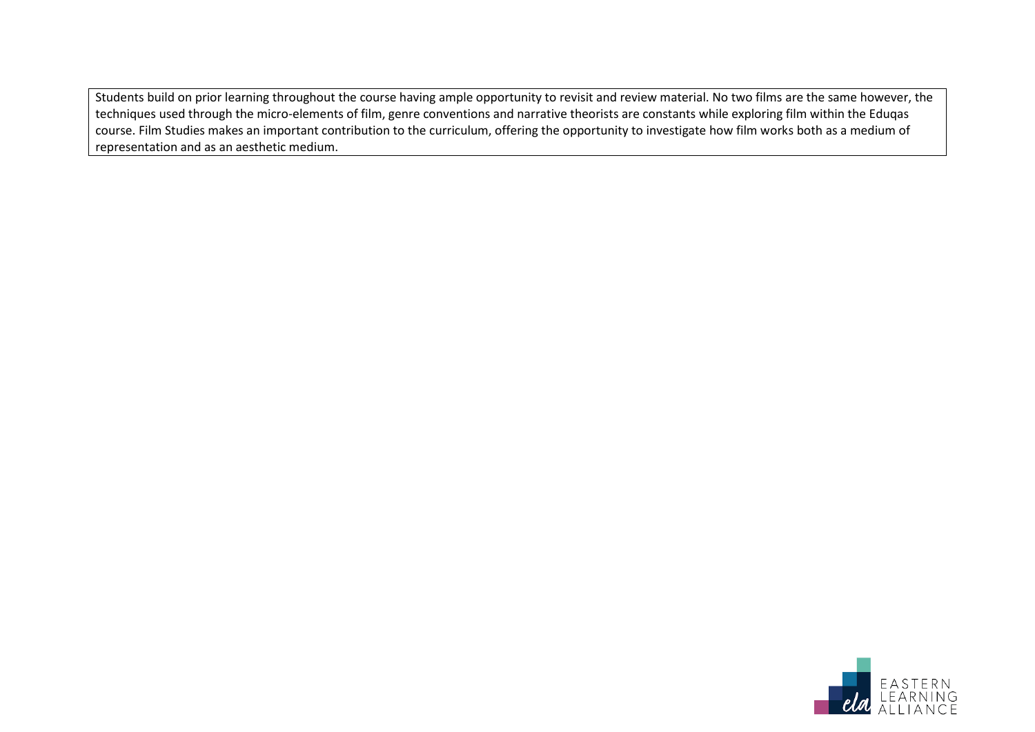Students build on prior learning throughout the course having ample opportunity to revisit and review material. No two films are the same however, the techniques used through the micro-elements of film, genre conventions and narrative theorists are constants while exploring film within the Eduqas course. Film Studies makes an important contribution to the curriculum, offering the opportunity to investigate how film works both as a medium of representation and as an aesthetic medium.